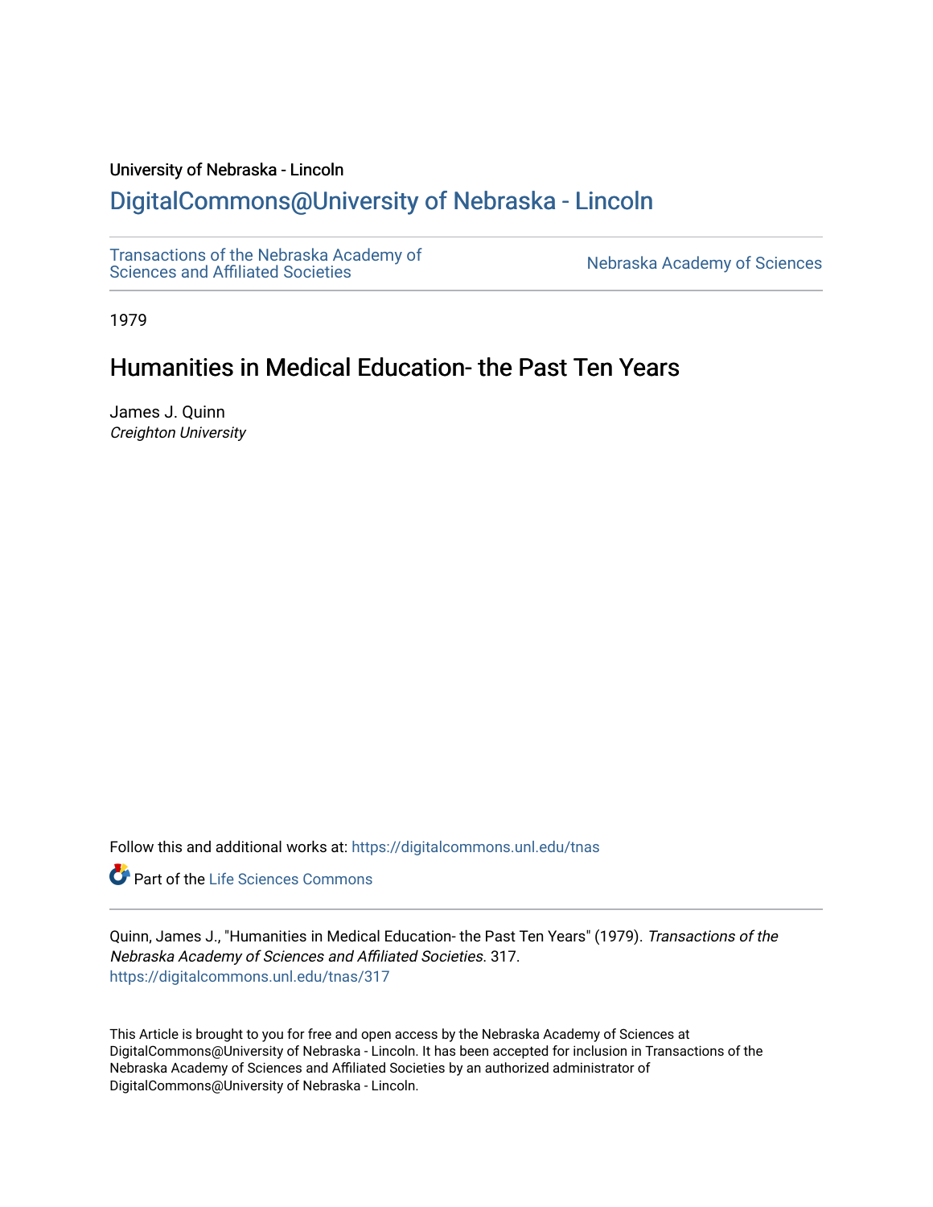University of Nebraska - Lincoln

## DigitalCommons@University of Nebraska - Lincoln

Transactions of the Nebraska Academy of Sciences and Affiliated Societies

Nebraska Academy of Sciences

1979

# Humanities in Medical Education- the Past Ten Years

James J. Quinn
*Creighton University*

Follow this and additional works at: https://digitalcommons.unl.edu/tnas

Part of the Life Sciences Commons

Quinn, James J., "Humanities in Medical Education- the Past Ten Years" (1979). *Transactions of the Nebraska Academy of Sciences and Affiliated Societies*. 317.
https://digitalcommons.unl.edu/tnas/317

This Article is brought to you for free and open access by the Nebraska Academy of Sciences at DigitalCommons@University of Nebraska - Lincoln. It has been accepted for inclusion in Transactions of the Nebraska Academy of Sciences and Affiliated Societies by an authorized administrator of DigitalCommons@University of Nebraska - Lincoln.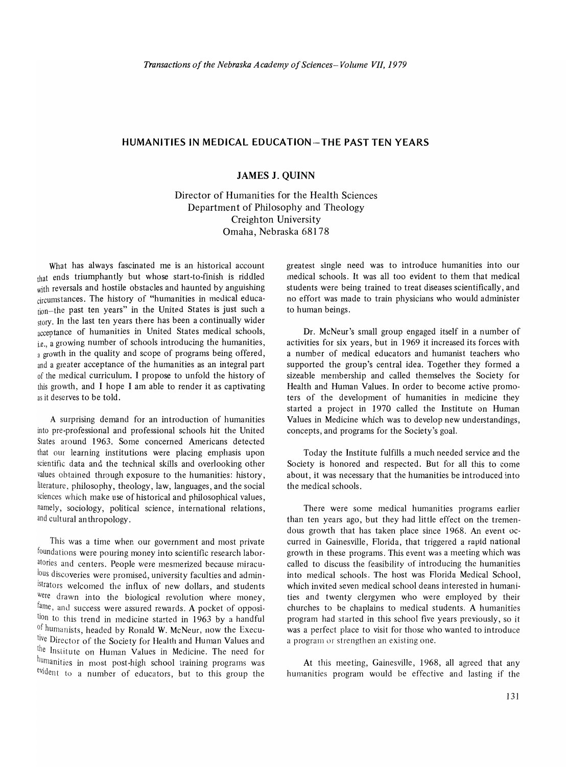# HUMANITIES IN MEDICAL EDUCATION—THE PAST TEN YEARS

## JAMES J. QUINN

Director of Humanities for the Health Sciences
Department of Philosophy and Theology
Creighton University
Omaha, Nebraska 68178

What has always fascinated me is an historical account that ends triumphantly but whose start-to-finish is riddled with reversals and hostile obstacles and haunted by anguishing circumstances. The history of "humanities in medical education—the past ten years" in the United States is just such a story. In the last ten years there has been a continually wider acceptance of humanities in United States medical schools, i.e., a growing number of schools introducing the humanities, a growth in the quality and scope of programs being offered, and a greater acceptance of the humanities as an integral part of the medical curriculum. I propose to unfold the history of this growth, and I hope I am able to render it as captivating as it deserves to be told.

A surprising demand for an introduction of humanities into pre-professional and professional schools hit the United States around 1963. Some concerned Americans detected that our learning institutions were placing emphasis upon scientific data and the technical skills and overlooking other values obtained through exposure to the humanities: history, literature, philosophy, theology, law, languages, and the social sciences which make use of historical and philosophical values, namely, sociology, political science, international relations, and cultural anthropology.

This was a time when our government and most private foundations were pouring money into scientific research laboratories and centers. People were mesmerized because miraculous discoveries were promised, university faculties and administrators welcomed the influx of new dollars, and students were drawn into the biological revolution where money, fame, and success were assured rewards. A pocket of opposition to this trend in medicine started in 1963 by a handful of humanists, headed by Ronald W. McNeur, now the Executive Director of the Society for Health and Human Values and the Institute on Human Values in Medicine. The need for humanities in most post-high school training programs was evident to a number of educators, but to this group the greatest single need was to introduce humanities into our medical schools. It was all too evident to them that medical students were being trained to treat diseases scientifically, and no effort was made to train physicians who would administer to human beings.

Dr. McNeur's small group engaged itself in a number of activities for six years, but in 1969 it increased its forces with a number of medical educators and humanist teachers who supported the group's central idea. Together they formed a sizeable membership and called themselves the Society for Health and Human Values. In order to become active promoters of the development of humanities in medicine they started a project in 1970 called the Institute on Human Values in Medicine which was to develop new understandings, concepts, and programs for the Society's goal.

Today the Institute fulfills a much needed service and the Society is honored and respected. But for all this to come about, it was necessary that the humanities be introduced into the medical schools.

There were some medical humanities programs earlier than ten years ago, but they had little effect on the tremendous growth that has taken place since 1968. An event occurred in Gainesville, Florida, that triggered a rapid national growth in these programs. This event was a meeting which was called to discuss the feasibility of introducing the humanities into medical schools. The host was Florida Medical School, which invited seven medical school deans interested in humanities and twenty clergymen who were employed by their churches to be chaplains to medical students. A humanities program had started in this school five years previously, so it was a perfect place to visit for those who wanted to introduce a program or strengthen an existing one.

At this meeting, Gainesville, 1968, all agreed that any humanities program would be effective and lasting if the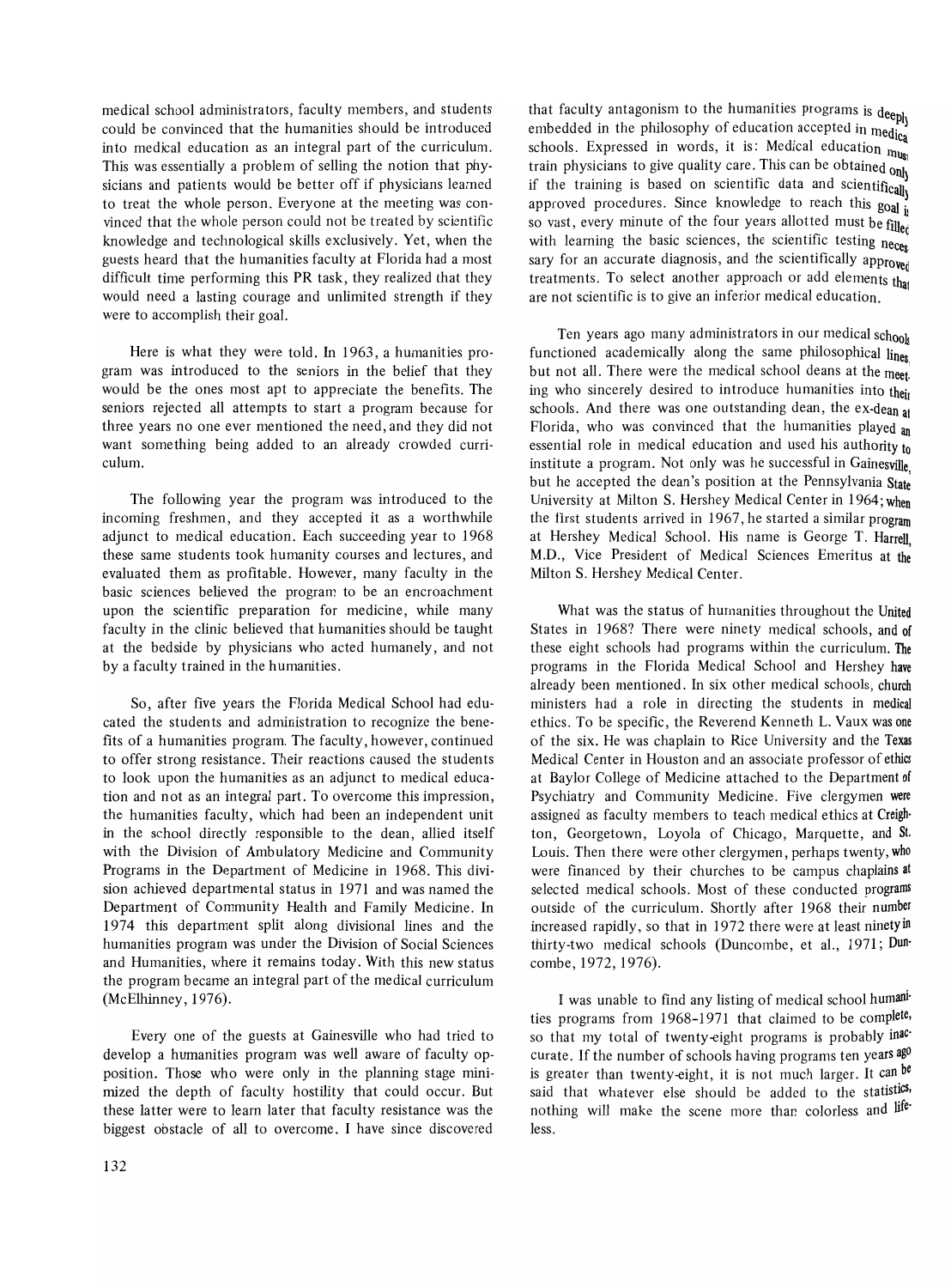medical school administrators, faculty members, and students could be convinced that the humanities should be introduced into medical education as an integral part of the curriculum. This was essentially a problem of selling the notion that physicians and patients would be better off if physicians learned to treat the whole person. Everyone at the meeting was convinced that the whole person could not be treated by scientific knowledge and technological skills exclusively. Yet, when the guests heard that the humanities faculty at Florida had a most difficult time performing this PR task, they realized that they would need a lasting courage and unlimited strength if they were to accomplish their goal.

Here is what they were told. In 1963, a humanities program was introduced to the seniors in the belief that they would be the ones most apt to appreciate the benefits. The seniors rejected all attempts to start a program because for three years no one ever mentioned the need, and they did not want something being added to an already crowded curriculum.

The following year the program was introduced to the incoming freshmen, and they accepted it as a worthwhile adjunct to medical education. Each succeeding year to 1968 these same students took humanity courses and lectures, and evaluated them as profitable. However, many faculty in the basic sciences believed the program to be an encroachment upon the scientific preparation for medicine, while many faculty in the clinic believed that humanities should be taught at the bedside by physicians who acted humanely, and not by a faculty trained in the humanities.

So, after five years the Florida Medical School had educated the students and administration to recognize the benefits of a humanities program. The faculty, however, continued to offer strong resistance. Their reactions caused the students to look upon the humanities as an adjunct to medical education and not as an integral part. To overcome this impression, the humanities faculty, which had been an independent unit in the school directly responsible to the dean, allied itself with the Division of Ambulatory Medicine and Community Programs in the Department of Medicine in 1968. This division achieved departmental status in 1971 and was named the Department of Community Health and Family Medicine. In 1974 this department split along divisional lines and the humanities program was under the Division of Social Sciences and Humanities, where it remains today. With this new status the program became an integral part of the medical curriculum (McElhinney, 1976).

Every one of the guests at Gainesville who had tried to develop a humanities program was well aware of faculty opposition. Those who were only in the planning stage minimized the depth of faculty hostility that could occur. But these latter were to learn later that faculty resistance was the biggest obstacle of all to overcome. I have since discovered that faculty antagonism to the humanities programs is deeply embedded in the philosophy of education accepted in medical schools. Expressed in words, it is: Medical education must train physicians to give quality care. This can be obtained only if the training is based on scientific data and scientifically approved procedures. Since knowledge to reach this goal is so vast, every minute of the four years allotted must be filled with learning the basic sciences, the scientific testing necessary for an accurate diagnosis, and the scientifically approved treatments. To select another approach or add elements that are not scientific is to give an inferior medical education.

Ten years ago many administrators in our medical schools functioned academically along the same philosophical lines, but not all. There were the medical school deans at the meeting who sincerely desired to introduce humanities into their schools. And there was one outstanding dean, the ex-dean at Florida, who was convinced that the humanities played an essential role in medical education and used his authority to institute a program. Not only was he successful in Gainesville, but he accepted the dean's position at the Pennsylvania State University at Milton S. Hershey Medical Center in 1964; when the first students arrived in 1967, he started a similar program at Hershey Medical School. His name is George T. Harrell, M.D., Vice President of Medical Sciences Emeritus at the Milton S. Hershey Medical Center.

What was the status of humanities throughout the United States in 1968? There were ninety medical schools, and of these eight schools had programs within the curriculum. The programs in the Florida Medical School and Hershey have already been mentioned. In six other medical schools, church ministers had a role in directing the students in medical ethics. To be specific, the Reverend Kenneth L. Vaux was one of the six. He was chaplain to Rice University and the Texas Medical Center in Houston and an associate professor of ethics at Baylor College of Medicine attached to the Department of Psychiatry and Community Medicine. Five clergymen were assigned as faculty members to teach medical ethics at Creighton, Georgetown, Loyola of Chicago, Marquette, and St. Louis. Then there were other clergymen, perhaps twenty, who were financed by their churches to be campus chaplains at selected medical schools. Most of these conducted programs outside of the curriculum. Shortly after 1968 their number increased rapidly, so that in 1972 there were at least ninety in thirty-two medical schools (Duncombe, et al., 1971; Duncombe, 1972, 1976).

I was unable to find any listing of medical school humanities programs from 1968-1971 that claimed to be complete, so that my total of twenty-eight programs is probably inaccurate. If the number of schools having programs ten years ago is greater than twenty-eight, it is not much larger. It can be said that whatever else should be added to the statistics, nothing will make the scene more than colorless and lifeless.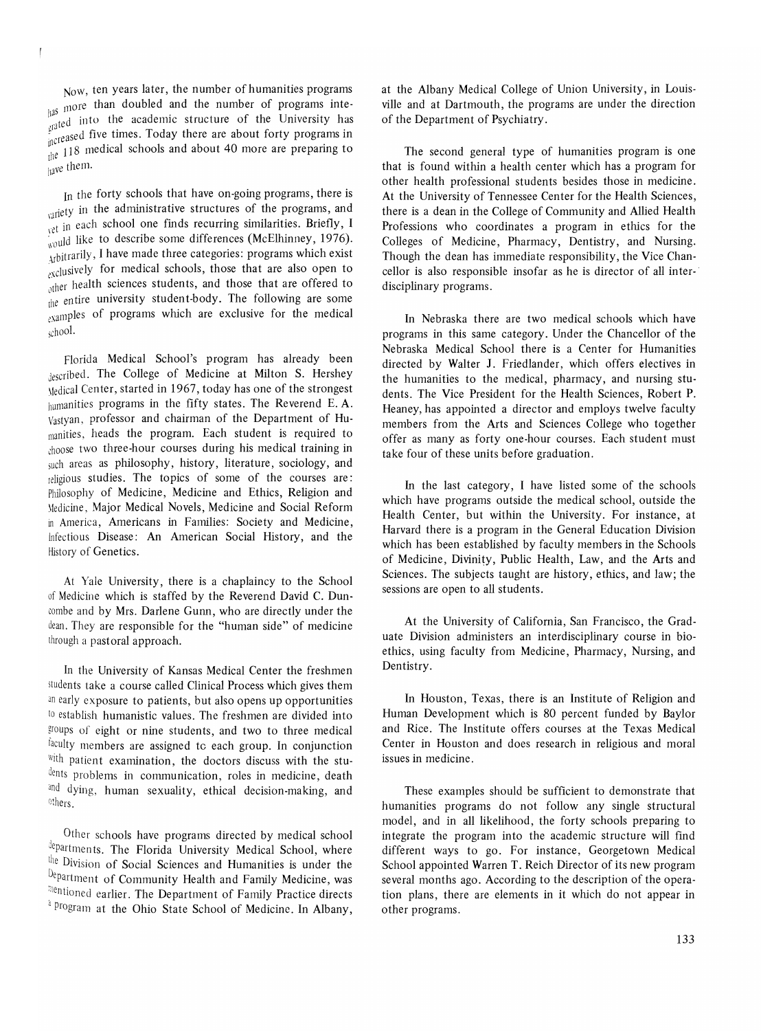Now, ten years later, the number of humanities programs has more than doubled and the number of programs integrated into the academic structure of the University has increased five times. Today there are about forty programs in the 118 medical schools and about 40 more are preparing to have them.

In the forty schools that have on-going programs, there is variety in the administrative structures of the programs, and yet in each school one finds recurring similarities. Briefly, I would like to describe some differences (McElhinney, 1976). Arbitrarily, I have made three categories: programs which exist exclusively for medical schools, those that are also open to other health sciences students, and those that are offered to the entire university student-body. The following are some examples of programs which are exclusive for the medical school.

Florida Medical School's program has already been described. The College of Medicine at Milton S. Hershey Medical Center, started in 1967, today has one of the strongest humanities programs in the fifty states. The Reverend E. A. Vastyan, professor and chairman of the Department of Humanities, heads the program. Each student is required to choose two three-hour courses during his medical training in such areas as philosophy, history, literature, sociology, and religious studies. The topics of some of the courses are: Philosophy of Medicine, Medicine and Ethics, Religion and Medicine, Major Medical Novels, Medicine and Social Reform in America, Americans in Families: Society and Medicine, Infectious Disease: An American Social History, and the History of Genetics.

At Yale University, there is a chaplaincy to the School of Medicine which is staffed by the Reverend David C. Duncombe and by Mrs. Darlene Gunn, who are directly under the dean. They are responsible for the "human side" of medicine through a pastoral approach.

In the University of Kansas Medical Center the freshmen students take a course called Clinical Process which gives them an early exposure to patients, but also opens up opportunities to establish humanistic values. The freshmen are divided into groups of eight or nine students, and two to three medical faculty members are assigned to each group. In conjunction with patient examination, the doctors discuss with the students problems in communication, roles in medicine, death and dying, human sexuality, ethical decision-making, and others.

Other schools have programs directed by medical school departments. The Florida University Medical School, where the Division of Social Sciences and Humanities is under the Department of Community Health and Family Medicine, was mentioned earlier. The Department of Family Practice directs a program at the Ohio State School of Medicine. In Albany, at the Albany Medical College of Union University, in Louisville and at Dartmouth, the programs are under the direction of the Department of Psychiatry.

The second general type of humanities program is one that is found within a health center which has a program for other health professional students besides those in medicine. At the University of Tennessee Center for the Health Sciences, there is a dean in the College of Community and Allied Health Professions who coordinates a program in ethics for the Colleges of Medicine, Pharmacy, Dentistry, and Nursing. Though the dean has immediate responsibility, the Vice Chancellor is also responsible insofar as he is director of all interdisciplinary programs.

In Nebraska there are two medical schools which have programs in this same category. Under the Chancellor of the Nebraska Medical School there is a Center for Humanities directed by Walter J. Friedlander, which offers electives in the humanities to the medical, pharmacy, and nursing students. The Vice President for the Health Sciences, Robert P. Heaney, has appointed a director and employs twelve faculty members from the Arts and Sciences College who together offer as many as forty one-hour courses. Each student must take four of these units before graduation.

In the last category, I have listed some of the schools which have programs outside the medical school, outside the Health Center, but within the University. For instance, at Harvard there is a program in the General Education Division which has been established by faculty members in the Schools of Medicine, Divinity, Public Health, Law, and the Arts and Sciences. The subjects taught are history, ethics, and law; the sessions are open to all students.

At the University of California, San Francisco, the Graduate Division administers an interdisciplinary course in bioethics, using faculty from Medicine, Pharmacy, Nursing, and Dentistry.

In Houston, Texas, there is an Institute of Religion and Human Development which is 80 percent funded by Baylor and Rice. The Institute offers courses at the Texas Medical Center in Houston and does research in religious and moral issues in medicine.

These examples should be sufficient to demonstrate that humanities programs do not follow any single structural model, and in all likelihood, the forty schools preparing to integrate the program into the academic structure will find different ways to go. For instance, Georgetown Medical School appointed Warren T. Reich Director of its new program several months ago. According to the description of the operation plans, there are elements in it which do not appear in other programs.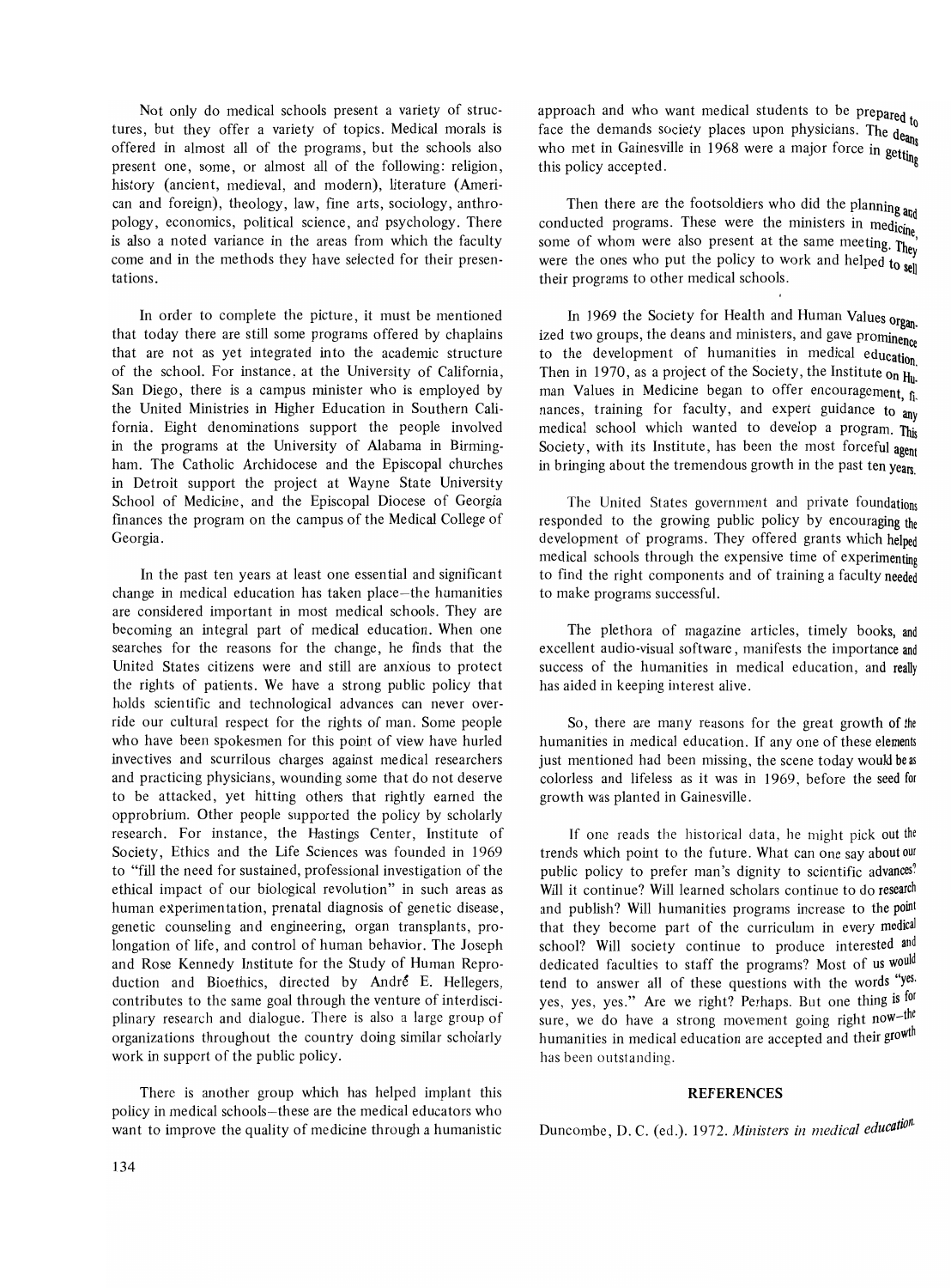Not only do medical schools present a variety of structures, but they offer a variety of topics. Medical morals is offered in almost all of the programs, but the schools also present one, some, or almost all of the following: religion, history (ancient, medieval, and modern), literature (American and foreign), theology, law, fine arts, sociology, anthropology, economics, political science, and psychology. There is also a noted variance in the areas from which the faculty come and in the methods they have selected for their presentations.

In order to complete the picture, it must be mentioned that today there are still some programs offered by chaplains that are not as yet integrated into the academic structure of the school. For instance, at the University of California, San Diego, there is a campus minister who is employed by the United Ministries in Higher Education in Southern California. Eight denominations support the people involved in the programs at the University of Alabama in Birmingham. The Catholic Archdiocese and the Episcopal churches in Detroit support the project at Wayne State University School of Medicine, and the Episcopal Diocese of Georgia finances the program on the campus of the Medical College of Georgia.

In the past ten years at least one essential and significant change in medical education has taken place—the humanities are considered important in most medical schools. They are becoming an integral part of medical education. When one searches for the reasons for the change, he finds that the United States citizens were and still are anxious to protect the rights of patients. We have a strong public policy that holds scientific and technological advances can never override our cultural respect for the rights of man. Some people who have been spokesmen for this point of view have hurled invectives and scurrilous charges against medical researchers and practicing physicians, wounding some that do not deserve to be attacked, yet hitting others that rightly earned the opprobrium. Other people supported the policy by scholarly research. For instance, the Hastings Center, Institute of Society, Ethics and the Life Sciences was founded in 1969 to "fill the need for sustained, professional investigation of the ethical impact of our biological revolution" in such areas as human experimentation, prenatal diagnosis of genetic disease, genetic counseling and engineering, organ transplants, prolongation of life, and control of human behavior. The Joseph and Rose Kennedy Institute for the Study of Human Reproduction and Bioethics, directed by André E. Hellegers, contributes to the same goal through the venture of interdisciplinary research and dialogue. There is also a large group of organizations throughout the country doing similar scholarly work in support of the public policy.

There is another group which has helped implant this policy in medical schools—these are the medical educators who want to improve the quality of medicine through a humanistic approach and who want medical students to be prepared to face the demands society places upon physicians. The deans who met in Gainesville in 1968 were a major force in getting this policy accepted.

Then there are the footsoldiers who did the planning and conducted programs. These were the ministers in medicine, some of whom were also present at the same meeting. They were the ones who put the policy to work and helped to sell their programs to other medical schools.

In 1969 the Society for Health and Human Values organized two groups, the deans and ministers, and gave prominence to the development of humanities in medical education. Then in 1970, as a project of the Society, the Institute on Human Values in Medicine began to offer encouragement, finances, training for faculty, and expert guidance to any medical school which wanted to develop a program. This Society, with its Institute, has been the most forceful agent in bringing about the tremendous growth in the past ten years.

The United States government and private foundations responded to the growing public policy by encouraging the development of programs. They offered grants which helped medical schools through the expensive time of experimenting to find the right components and of training a faculty needed to make programs successful.

The plethora of magazine articles, timely books, and excellent audio-visual software, manifests the importance and success of the humanities in medical education, and really has aided in keeping interest alive.

So, there are many reasons for the great growth of the humanities in medical education. If any one of these elements just mentioned had been missing, the scene today would be as colorless and lifeless as it was in 1969, before the seed for growth was planted in Gainesville.

If one reads the historical data, he might pick out the trends which point to the future. What can one say about our public policy to prefer man's dignity to scientific advances? Will it continue? Will learned scholars continue to do research and publish? Will humanities programs increase to the point that they become part of the curriculum in every medical school? Will society continue to produce interested and dedicated faculties to staff the programs? Most of us would tend to answer all of these questions with the words "yes, yes, yes, yes." Are we right? Perhaps. But one thing is for sure, we do have a strong movement going right now—the humanities in medical education are accepted and their growth has been outstanding.

## REFERENCES

Duncombe, D. C. (ed.). 1972. *Ministers in medical education.*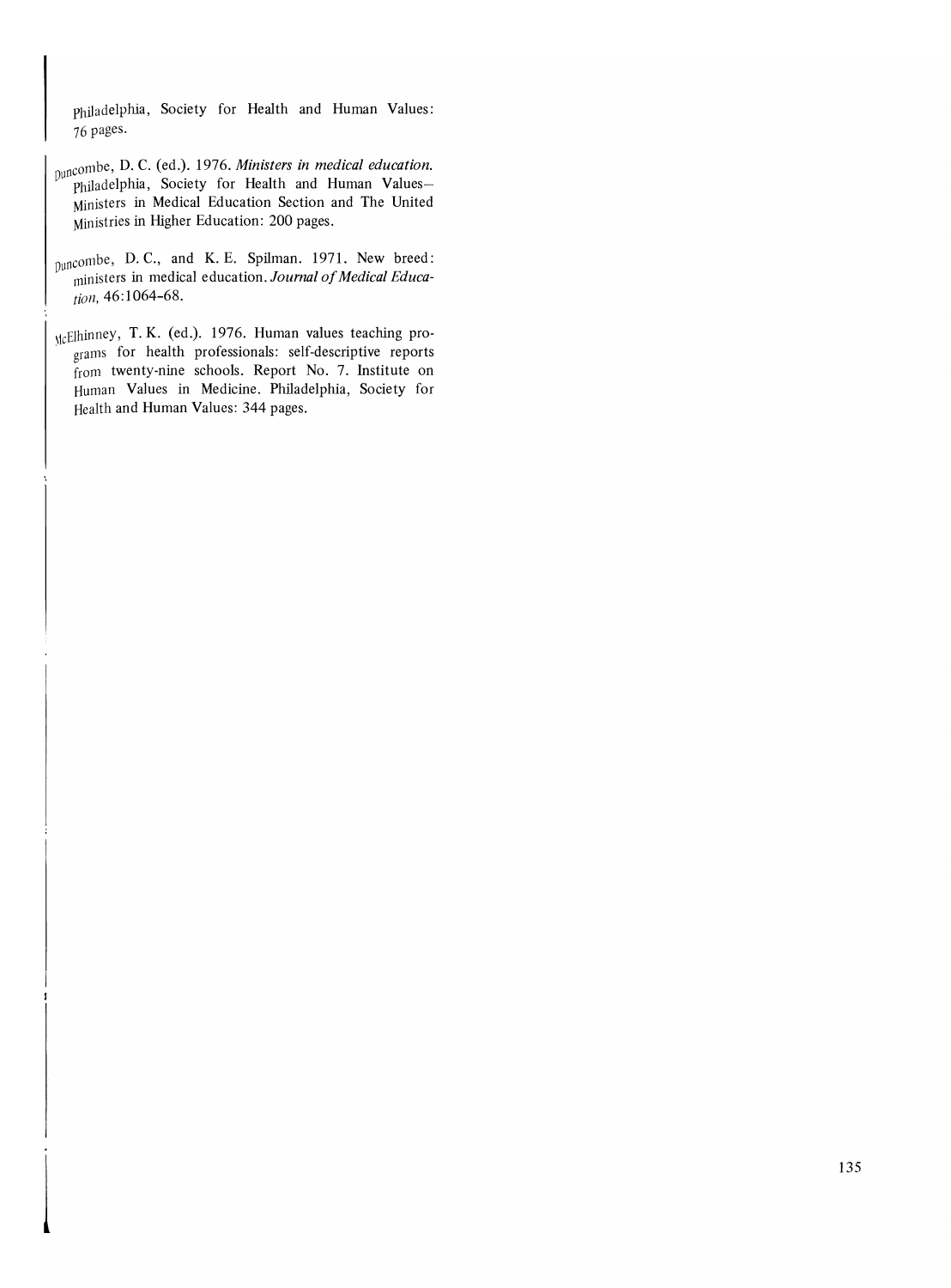Philadelphia, Society for Health and Human Values: 76 pages.

Duncombe, D. C. (ed.). 1976. *Ministers in medical education.* Philadelphia, Society for Health and Human Values—Ministers in Medical Education Section and The United Ministries in Higher Education: 200 pages.

Duncombe, D. C., and K. E. Spilman. 1971. New breed: ministers in medical education. *Journal of Medical Education,* 46:1064–68.

McElhinney, T. K. (ed.). 1976. Human values teaching programs for health professionals: self-descriptive reports from twenty-nine schools. Report No. 7. Institute on Human Values in Medicine. Philadelphia, Society for Health and Human Values: 344 pages.